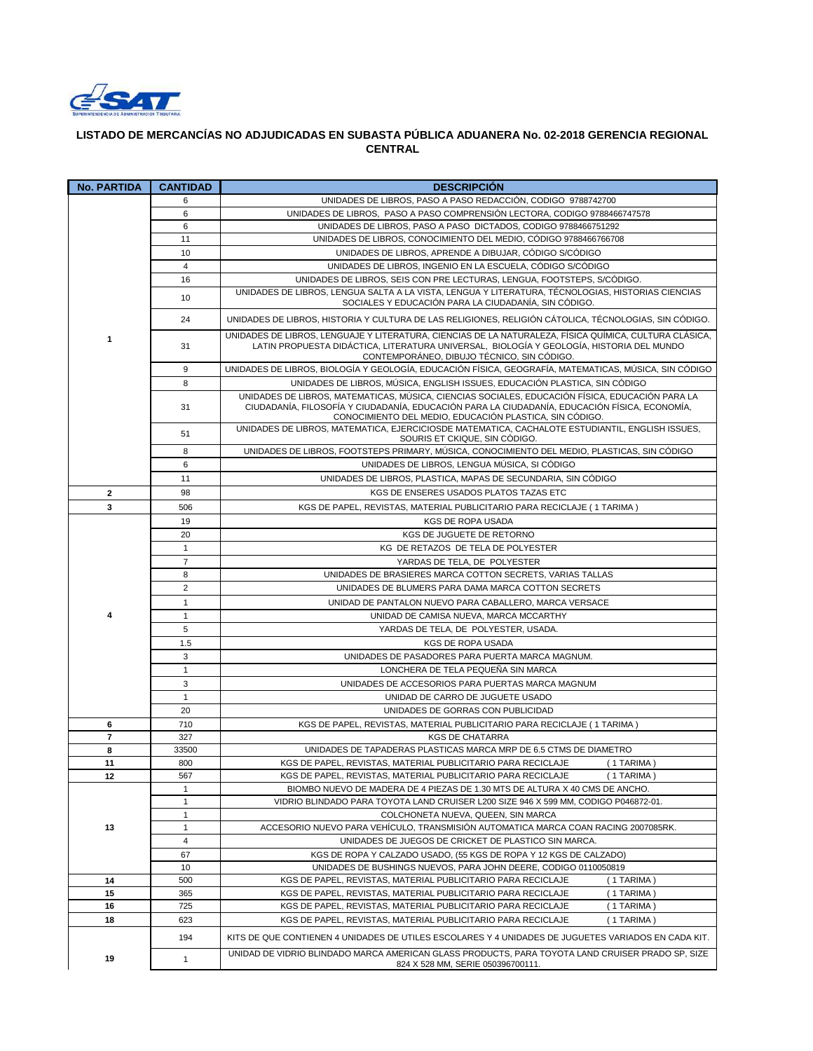## LISTADO DE MERCANCÍAS NO ADJUDICADAS EN SUBASTA PÚBLICA ADUANERA No. 02-2018 GERENCIA REGIONAL CENTRAL

| No. PARTIDA | CANTIDAD | DESCRIPCIÓN |
|---|---|---|
| 1 | 6 | UNIDADES DE LIBROS, PASO A PASO REDACCIÓN, CODIGO 9788742700 |
| | 6 | UNIDADES DE LIBROS, PASO A PASO COMPRENSIÓN LECTORA, CODIGO 9788466747578 |
| | 6 | UNIDADES DE LIBROS, PASO A PASO DICTADOS, CODIGO 9788466751292 |
| | 11 | UNIDADES DE LIBROS, CONOCIMIENTO DEL MEDIO, CÓDIGO 9788466766708 |
| | 10 | UNIDADES DE LIBROS, APRENDE A DIBUJAR, CÓDIGO S/CÓDIGO |
| | 4 | UNIDADES DE LIBROS, INGENIO EN LA ESCUELA, CÓDIGO S/CÓDIGO |
| | 16 | UNIDADES DE LIBROS, SEIS CON PRE LECTURAS, LENGUA, FOOTSTEPS, S/CÓDIGO. |
| | 10 | UNIDADES DE LIBROS, LENGUA SALTA A LA VISTA, LENGUA Y LITERATURA, TÉCNOLOGIAS, HISTORIAS CIENCIAS SOCIALES Y EDUCACIÓN PARA LA CIUDADANÍA, SIN CÓDIGO. |
| | 24 | UNIDADES DE LIBROS, HISTORIA Y CULTURA DE LAS RELIGIONES, RELIGIÓN CÁTOLICA, TÉCNOLOGIAS, SIN CÓDIGO. |
| | 31 | UNIDADES DE LIBROS, LENGUAJE Y LITERATURA, CIENCIAS DE LA NATURALEZA, FÍSICA QUÍMICA, CULTURA CLÁSICA, LATIN PROPUESTA DIDÁCTICA, LITERATURA UNIVERSAL, BIOLOGÍA Y GEOLOGÍA, HISTORIA DEL MUNDO CONTEMPORÁNEO, DIBUJO TÉCNICO, SIN CÓDIGO. |
| | 9 | UNIDADES DE LIBROS, BIOLOGÍA Y GEOLOGÍA, EDUCACIÓN FÍSICA, GEOGRAFÍA, MATEMATICAS, MÚSICA, SIN CÓDIGO |
| | 8 | UNIDADES DE LIBROS, MÚSICA, ENGLISH ISSUES, EDUCACIÓN PLASTICA, SIN CÓDIGO |
| | 31 | UNIDADES DE LIBROS, MATEMATICAS, MÚSICA, CIENCIAS SOCIALES, EDUCACIÓN FÍSICA, EDUCACIÓN PARA LA CIUDADANÍA, FILOSOFÍA Y CIUDADANÍA, EDUCACIÓN PARA LA CIUDADANÍA, EDUCACIÓN FÍSICA, ECONOMÍA, CONOCIMIENTO DEL MEDIO, EDUCACIÓN PLASTICA, SIN CÓDIGO. |
| | 51 | UNIDADES DE LIBROS, MATEMATICA, EJERCICIOSDE MATEMATICA, CACHALOTE ESTUDIANTIL, ENGLISH ISSUES, SOURIS ET CKIQUE, SIN CÓDIGO. |
| | 8 | UNIDADES DE LIBROS, FOOTSTEPS PRIMARY, MÚSICA, CONOCIMIENTO DEL MEDIO, PLASTICAS, SIN CÓDIGO |
| | 6 | UNIDADES DE LIBROS, LENGUA MÚSICA, SI CÓDIGO |
| | 11 | UNIDADES DE LIBROS, PLASTICA, MAPAS DE SECUNDARIA, SIN CÓDIGO |
| 2 | 98 | KGS DE ENSERES USADOS PLATOS TAZAS ETC |
| 3 | 506 | KGS DE PAPEL, REVISTAS, MATERIAL PUBLICITARIO PARA RECICLAJE ( 1 TARIMA ) |
| 4 | 19 | KGS DE ROPA USADA |
| | 20 | KGS DE JUGUETE DE RETORNO |
| | 1 | KG DE RETAZOS DE TELA DE POLYESTER |
| | 7 | YARDAS DE TELA, DE POLYESTER |
| | 8 | UNIDADES DE BRASIERES MARCA COTTON SECRETS, VARIAS TALLAS |
| | 2 | UNIDADES DE BLUMERS PARA DAMA MARCA COTTON SECRETS |
| | 1 | UNIDAD DE PANTALON NUEVO PARA CABALLERO, MARCA VERSACE |
| | 1 | UNIDAD DE CAMISA NUEVA, MARCA MCCARTHY |
| | 5 | YARDAS DE TELA, DE POLYESTER, USADA. |
| | 1.5 | KGS DE ROPA USADA |
| | 3 | UNIDADES DE PASADORES PARA PUERTA MARCA MAGNUM. |
| | 1 | LONCHERA DE TELA PEQUEÑA SIN MARCA |
| | 3 | UNIDADES DE ACCESORIOS PARA PUERTAS MARCA MAGNUM |
| | 1 | UNIDAD DE CARRO DE JUGUETE USADO |
| | 20 | UNIDADES DE GORRAS CON PUBLICIDAD |
| 6 | 710 | KGS DE PAPEL, REVISTAS, MATERIAL PUBLICITARIO PARA RECICLAJE ( 1 TARIMA ) |
| 7 | 327 | KGS DE CHATARRA |
| 8 | 33500 | UNIDADES DE TAPADERAS PLASTICAS MARCA MRP DE 6.5 CTMS DE DIAMETRO |
| 11 | 800 | KGS DE PAPEL, REVISTAS, MATERIAL PUBLICITARIO PARA RECICLAJE ( 1 TARIMA ) |
| 12 | 567 | KGS DE PAPEL, REVISTAS, MATERIAL PUBLICITARIO PARA RECICLAJE ( 1 TARIMA ) |
| 13 | 1 | BIOMBO NUEVO DE MADERA DE 4 PIEZAS DE 1.30 MTS DE ALTURA X 40 CMS DE ANCHO. |
| | 1 | VIDRIO BLINDADO PARA TOYOTA LAND CRUISER L200 SIZE 946 X 599 MM, CODIGO P046872-01. |
| | 1 | COLCHONETA NUEVA, QUEEN, SIN MARCA |
| | 1 | ACCESORIO NUEVO PARA VEHÍCULO, TRANSMISIÓN AUTOMATICA MARCA COAN RACING 2007085RK. |
| | 4 | UNIDADES DE JUEGOS DE CRICKET DE PLASTICO SIN MARCA. |
| | 67 | KGS DE ROPA Y CALZADO USADO, (55 KGS DE ROPA Y 12 KGS DE CALZADO) |
| | 10 | UNIDADES DE BUSHINGS NUEVOS, PARA JOHN DEERE, CODIGO 0110050819 |
| 14 | 500 | KGS DE PAPEL, REVISTAS, MATERIAL PUBLICITARIO PARA RECICLAJE ( 1 TARIMA ) |
| 15 | 365 | KGS DE PAPEL, REVISTAS, MATERIAL PUBLICITARIO PARA RECICLAJE ( 1 TARIMA ) |
| 16 | 725 | KGS DE PAPEL, REVISTAS, MATERIAL PUBLICITARIO PARA RECICLAJE ( 1 TARIMA ) |
| 18 | 623 | KGS DE PAPEL, REVISTAS, MATERIAL PUBLICITARIO PARA RECICLAJE ( 1 TARIMA ) |
| 19 | 194 | KITS DE QUE CONTIENEN 4 UNIDADES DE UTILES ESCOLARES Y 4 UNIDADES DE JUGUETES VARIADOS EN CADA KIT. |
| | 1 | UNIDAD DE VIDRIO BLINDADO MARCA AMERICAN GLASS PRODUCTS, PARA TOYOTA LAND CRUISER PRADO SP, SIZE 824 X 528 MM, SERIE 050396700111. |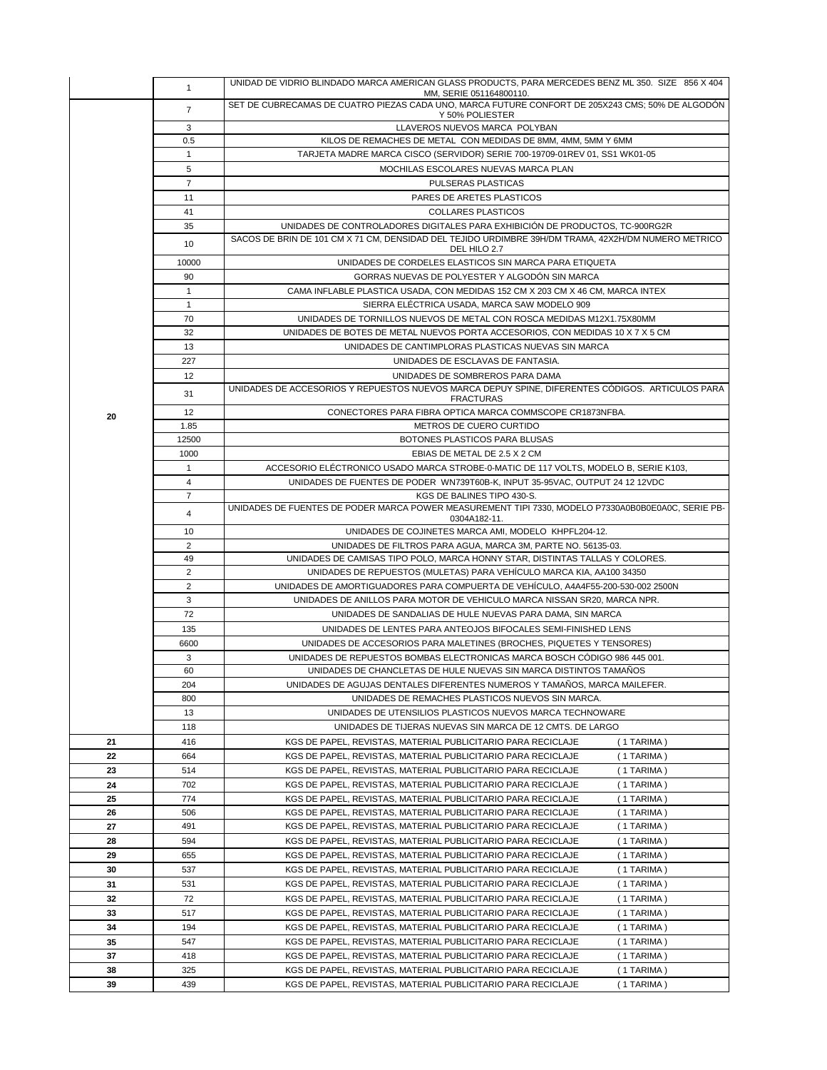| | | |
|---|---|---|
| | 1 | UNIDAD DE VIDRIO BLINDADO MARCA AMERICAN GLASS PRODUCTS, PARA MERCEDES BENZ ML 350. SIZE 856 X 404 MM, SERIE 051164800110. |
| 20 | 7 | SET DE CUBRECAMAS DE CUATRO PIEZAS CADA UNO, MARCA FUTURE CONFORT DE 205X243 CMS; 50% DE ALGODÓN Y 50% POLIESTER |
| | 3 | LLAVEROS NUEVOS MARCA POLYBAN |
| | 0.5 | KILOS DE REMACHES DE METAL CON MEDIDAS DE 8MM, 4MM, 5MM Y 6MM |
| | 1 | TARJETA MADRE MARCA CISCO (SERVIDOR) SERIE 700-19709-01REV 01, SS1 WK01-05 |
| | 5 | MOCHILAS ESCOLARES NUEVAS MARCA PLAN |
| | 7 | PULSERAS PLASTICAS |
| | 11 | PARES DE ARETES PLASTICOS |
| | 41 | COLLARES PLASTICOS |
| | 35 | UNIDADES DE CONTROLADORES DIGITALES PARA EXHIBICIÓN DE PRODUCTOS, TC-900RG2R |
| | 10 | SACOS DE BRIN DE 101 CM X 71 CM, DENSIDAD DEL TEJIDO URDIMBRE 39H/DM TRAMA, 42X2H/DM NUMERO METRICO DEL HILO 2.7 |
| | 10000 | UNIDADES DE CORDELES ELASTICOS SIN MARCA PARA ETIQUETA |
| | 90 | GORRAS NUEVAS DE POLYESTER Y ALGODÓN SIN MARCA |
| | 1 | CAMA INFLABLE PLASTICA USADA, CON MEDIDAS 152 CM X 203 CM X 46 CM, MARCA INTEX |
| | 1 | SIERRA ELÉCTRICA USADA, MARCA SAW MODELO 909 |
| | 70 | UNIDADES DE TORNILLOS NUEVOS DE METAL CON ROSCA MEDIDAS M12X1.75X80MM |
| | 32 | UNIDADES DE BOTES DE METAL NUEVOS PORTA ACCESORIOS, CON MEDIDAS 10 X 7 X 5 CM |
| | 13 | UNIDADES DE CANTIMPLORAS PLASTICAS NUEVAS SIN MARCA |
| | 227 | UNIDADES DE ESCLAVAS DE FANTASIA. |
| | 12 | UNIDADES DE SOMBREROS PARA DAMA |
| | 31 | UNIDADES DE ACCESORIOS Y REPUESTOS NUEVOS MARCA DEPUY SPINE, DIFERENTES CÓDIGOS. ARTICULOS PARA FRACTURAS |
| | 12 | CONECTORES PARA FIBRA OPTICA MARCA COMMSCOPE CR1873NFBA. |
| | 1.85 | METROS DE CUERO CURTIDO |
| | 12500 | BOTONES PLASTICOS PARA BLUSAS |
| | 1000 | EBIAS DE METAL DE 2.5 X 2 CM |
| | 1 | ACCESORIO ELÉCTRONICO USADO MARCA STROBE-0-MATIC DE 117 VOLTS, MODELO B, SERIE K103, |
| | 4 | UNIDADES DE FUENTES DE PODER WN739T60B-K, INPUT 35-95VAC, OUTPUT 24 12 12VDC |
| | 7 | KGS DE BALINES TIPO 430-S. |
| | 4 | UNIDADES DE FUENTES DE PODER MARCA POWER MEASUREMENT TIPI 7330, MODELO P7330A0B0B0E0A0C, SERIE PB-0304A182-11. |
| | 10 | UNIDADES DE COJINETES MARCA AMI, MODELO KHPFL204-12. |
| | 2 | UNIDADES DE FILTROS PARA AGUA, MARCA 3M, PARTE NO. 56135-03. |
| | 49 | UNIDADES DE CAMISAS TIPO POLO, MARCA HONNY STAR, DISTINTAS TALLAS Y COLORES. |
| | 2 | UNIDADES DE REPUESTOS (MULETAS) PARA VEHÍCULO MARCA KIA, AA100 34350 |
| | 2 | UNIDADES DE AMORTIGUADORES PARA COMPUERTA DE VEHÍCULO, A4A4F55-200-530-002 2500N |
| | 3 | UNIDADES DE ANILLOS PARA MOTOR DE VEHICULO MARCA NISSAN SR20, MARCA NPR. |
| | 72 | UNIDADES DE SANDALIAS DE HULE NUEVAS PARA DAMA, SIN MARCA |
| | 135 | UNIDADES DE LENTES PARA ANTEOJOS BIFOCALES SEMI-FINISHED LENS |
| | 6600 | UNIDADES DE ACCESORIOS PARA MALETINES (BROCHES, PIQUETES Y TENSORES) |
| | 3 | UNIDADES DE REPUESTOS BOMBAS ELECTRONICAS MARCA BOSCH CÓDIGO 986 445 001. |
| | 60 | UNIDADES DE CHANCLETAS DE HULE NUEVAS SIN MARCA DISTINTOS TAMAÑOS |
| | 204 | UNIDADES DE AGUJAS DENTALES DIFERENTES NUMEROS Y TAMAÑOS, MARCA MAILEFER. |
| | 800 | UNIDADES DE REMACHES PLASTICOS NUEVOS SIN MARCA. |
| | 13 | UNIDADES DE UTENSILIOS PLASTICOS NUEVOS MARCA TECHNOWARE |
| | 118 | UNIDADES DE TIJERAS NUEVAS SIN MARCA DE 12 CMTS. DE LARGO |
| 21 | 416 | KGS DE PAPEL, REVISTAS, MATERIAL PUBLICITARIO PARA RECICLAJE ( 1 TARIMA ) |
| 22 | 664 | KGS DE PAPEL, REVISTAS, MATERIAL PUBLICITARIO PARA RECICLAJE ( 1 TARIMA ) |
| 23 | 514 | KGS DE PAPEL, REVISTAS, MATERIAL PUBLICITARIO PARA RECICLAJE ( 1 TARIMA ) |
| 24 | 702 | KGS DE PAPEL, REVISTAS, MATERIAL PUBLICITARIO PARA RECICLAJE ( 1 TARIMA ) |
| 25 | 774 | KGS DE PAPEL, REVISTAS, MATERIAL PUBLICITARIO PARA RECICLAJE ( 1 TARIMA ) |
| 26 | 506 | KGS DE PAPEL, REVISTAS, MATERIAL PUBLICITARIO PARA RECICLAJE ( 1 TARIMA ) |
| 27 | 491 | KGS DE PAPEL, REVISTAS, MATERIAL PUBLICITARIO PARA RECICLAJE ( 1 TARIMA ) |
| 28 | 594 | KGS DE PAPEL, REVISTAS, MATERIAL PUBLICITARIO PARA RECICLAJE ( 1 TARIMA ) |
| 29 | 655 | KGS DE PAPEL, REVISTAS, MATERIAL PUBLICITARIO PARA RECICLAJE ( 1 TARIMA ) |
| 30 | 537 | KGS DE PAPEL, REVISTAS, MATERIAL PUBLICITARIO PARA RECICLAJE ( 1 TARIMA ) |
| 31 | 531 | KGS DE PAPEL, REVISTAS, MATERIAL PUBLICITARIO PARA RECICLAJE ( 1 TARIMA ) |
| 32 | 72 | KGS DE PAPEL, REVISTAS, MATERIAL PUBLICITARIO PARA RECICLAJE ( 1 TARIMA ) |
| 33 | 517 | KGS DE PAPEL, REVISTAS, MATERIAL PUBLICITARIO PARA RECICLAJE ( 1 TARIMA ) |
| 34 | 194 | KGS DE PAPEL, REVISTAS, MATERIAL PUBLICITARIO PARA RECICLAJE ( 1 TARIMA ) |
| 35 | 547 | KGS DE PAPEL, REVISTAS, MATERIAL PUBLICITARIO PARA RECICLAJE ( 1 TARIMA ) |
| 37 | 418 | KGS DE PAPEL, REVISTAS, MATERIAL PUBLICITARIO PARA RECICLAJE ( 1 TARIMA ) |
| 38 | 325 | KGS DE PAPEL, REVISTAS, MATERIAL PUBLICITARIO PARA RECICLAJE ( 1 TARIMA ) |
| 39 | 439 | KGS DE PAPEL, REVISTAS, MATERIAL PUBLICITARIO PARA RECICLAJE ( 1 TARIMA ) |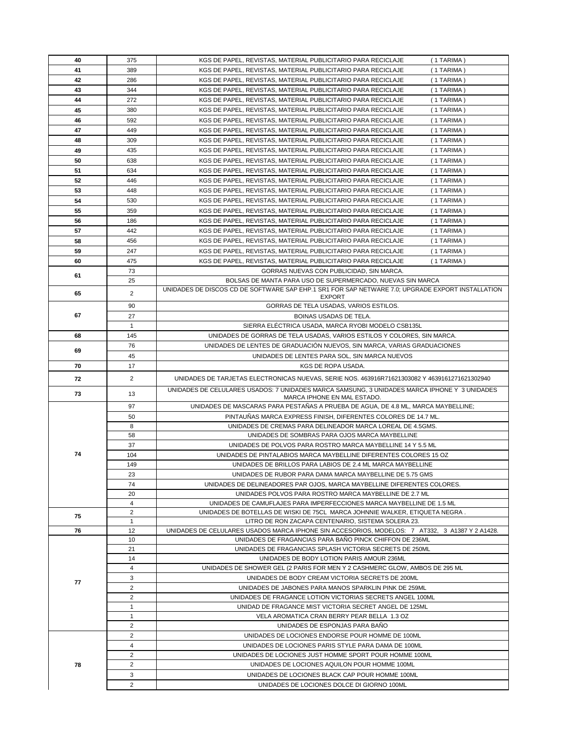| | | |
|---|---|---|
| 40 | 375 | KGS DE PAPEL, REVISTAS, MATERIAL PUBLICITARIO PARA RECICLAJE ( 1 TARIMA ) |
| 41 | 389 | KGS DE PAPEL, REVISTAS, MATERIAL PUBLICITARIO PARA RECICLAJE ( 1 TARIMA ) |
| 42 | 286 | KGS DE PAPEL, REVISTAS, MATERIAL PUBLICITARIO PARA RECICLAJE ( 1 TARIMA ) |
| 43 | 344 | KGS DE PAPEL, REVISTAS, MATERIAL PUBLICITARIO PARA RECICLAJE ( 1 TARIMA ) |
| 44 | 272 | KGS DE PAPEL, REVISTAS, MATERIAL PUBLICITARIO PARA RECICLAJE ( 1 TARIMA ) |
| 45 | 380 | KGS DE PAPEL, REVISTAS, MATERIAL PUBLICITARIO PARA RECICLAJE ( 1 TARIMA ) |
| 46 | 592 | KGS DE PAPEL, REVISTAS, MATERIAL PUBLICITARIO PARA RECICLAJE ( 1 TARIMA ) |
| 47 | 449 | KGS DE PAPEL, REVISTAS, MATERIAL PUBLICITARIO PARA RECICLAJE ( 1 TARIMA ) |
| 48 | 309 | KGS DE PAPEL, REVISTAS, MATERIAL PUBLICITARIO PARA RECICLAJE ( 1 TARIMA ) |
| 49 | 435 | KGS DE PAPEL, REVISTAS, MATERIAL PUBLICITARIO PARA RECICLAJE ( 1 TARIMA ) |
| 50 | 638 | KGS DE PAPEL, REVISTAS, MATERIAL PUBLICITARIO PARA RECICLAJE ( 1 TARIMA ) |
| 51 | 634 | KGS DE PAPEL, REVISTAS, MATERIAL PUBLICITARIO PARA RECICLAJE ( 1 TARIMA ) |
| 52 | 446 | KGS DE PAPEL, REVISTAS, MATERIAL PUBLICITARIO PARA RECICLAJE ( 1 TARIMA ) |
| 53 | 448 | KGS DE PAPEL, REVISTAS, MATERIAL PUBLICITARIO PARA RECICLAJE ( 1 TARIMA ) |
| 54 | 530 | KGS DE PAPEL, REVISTAS, MATERIAL PUBLICITARIO PARA RECICLAJE ( 1 TARIMA ) |
| 55 | 359 | KGS DE PAPEL, REVISTAS, MATERIAL PUBLICITARIO PARA RECICLAJE ( 1 TARIMA ) |
| 56 | 186 | KGS DE PAPEL, REVISTAS, MATERIAL PUBLICITARIO PARA RECICLAJE ( 1 TARIMA ) |
| 57 | 442 | KGS DE PAPEL, REVISTAS, MATERIAL PUBLICITARIO PARA RECICLAJE ( 1 TARIMA ) |
| 58 | 456 | KGS DE PAPEL, REVISTAS, MATERIAL PUBLICITARIO PARA RECICLAJE ( 1 TARIMA ) |
| 59 | 247 | KGS DE PAPEL, REVISTAS, MATERIAL PUBLICITARIO PARA RECICLAJE ( 1 TARIMA ) |
| 60 | 475 | KGS DE PAPEL, REVISTAS, MATERIAL PUBLICITARIO PARA RECICLAJE ( 1 TARIMA ) |
| 61 | 73 | GORRAS NUEVAS CON PUBLICIDAD, SIN MARCA. |
| | 25 | BOLSAS DE MANTA PARA USO DE SUPERMERCADO, NUEVAS SIN MARCA |
| 65 | 2 | UNIDADES DE DISCOS CD DE SOFTWARE SAP EHP.1 SR1 FOR SAP NETWARE 7.0; UPGRADE EXPORT INSTALLATION EXPORT |
| 67 | 90 | GORRAS DE TELA USADAS, VARIOS ESTILOS. |
| | 27 | BOINAS USADAS DE TELA. |
| | 1 | SIERRA ELÉCTRICA USADA, MARCA RYOBI MODELO CSB135L |
| 68 | 145 | UNIDADES DE GORRAS DE TELA USADAS, VARIOS ESTILOS Y COLORES, SIN MARCA. |
| 69 | 76 | UNIDADES DE LENTES DE GRADUACIÓN NUEVOS, SIN MARCA, VARIAS GRADUACIONES |
| | 45 | UNIDADES DE LENTES PARA SOL, SIN MARCA NUEVOS |
| 70 | 17 | KGS DE ROPA USADA. |
| 72 | 2 | UNIDADES DE TARJETAS ELECTRONICAS NUEVAS, SERIE NOS. 463916R71621303082 Y 4639161271621302940 |
| 73 | 13 | UNIDADES DE CELULARES USADOS: 7 UNIDADES MARCA SAMSUNG, 3 UNIDADES MARCA IPHONE Y 3 UNIDADES MARCA IPHONE EN MAL ESTADO. |
| 74 | 97 | UNIDADES DE MASCARAS PARA PESTAÑAS A PRUEBA DE AGUA, DE 4.8 ML, MARCA MAYBELLINE; |
| | 50 | PINTAUÑAS MARCA EXPRESS FINISH, DIFERENTES COLORES DE 14.7 ML. |
| | 8 | UNIDADES DE CREMAS PARA DELINEADOR MARCA LOREAL DE 4.5GMS. |
| | 58 | UNIDADES DE SOMBRAS PARA OJOS MARCA MAYBELLINE |
| | 37 | UNIDADES DE POLVOS PARA ROSTRO MARCA MAYBELLINE 14 Y 5.5 ML |
| | 104 | UNIDADES DE PINTALABIOS MARCA MAYBELLINE DIFERENTES COLORES 15 OZ |
| | 149 | UNIDADES DE BRILLOS PARA LABIOS DE 2.4 ML MARCA MAYBELLINE |
| | 23 | UNIDADES DE RUBOR PARA DAMA MARCA MAYBELLINE DE 5.75 GMS |
| | 74 | UNIDADES DE DELINEADORES PAR OJOS, MARCA MAYBELLINE DIFERENTES COLORES. |
| | 20 | UNIDADES POLVOS PARA ROSTRO MARCA MAYBELLINE DE 2.7 ML |
| | 4 | UNIDADES DE CAMUFLAJES PARA IMPERFECCIONES MARCA MAYBELLINE DE 1.5 ML |
| 75 | 2 | UNIDADES DE BOTELLAS DE WISKI DE 75CL MARCA JOHNNIE WALKER, ETIQUETA NEGRA . |
| | 1 | LITRO DE RON ZACAPA CENTENARIO, SISTEMA SOLERA 23. |
| 76 | 12 | UNIDADES DE CELULARES USADOS MARCA IPHONE SIN ACCESORIOS, MODELOS: 7 AT332, 3 A1387 Y 2 A1428. |
| 77 | 10 | UNIDADES DE FRAGANCIAS PARA BAÑO PINCK CHIFFON DE 236ML |
| | 21 | UNIDADES DE FRAGANCIAS SPLASH VICTORIA SECRETS DE 250ML |
| | 14 | UNIDADES DE BODY LOTION PARIS AMOUR 236ML |
| | 4 | UNIDADES DE SHOWER GEL (2 PARIS FOR MEN Y 2 CASHMERC GLOW, AMBOS DE 295 ML |
| | 3 | UNIDADES DE BODY CREAM VICTORIA SECRETS DE 200ML |
| | 2 | UNIDADES DE JABONES PARA MANOS SPARKLIN PINK DE 259ML |
| | 2 | UNIDADES DE FRAGANCE LOTION VICTORIAS SECRETS ANGEL 100ML |
| | 1 | UNIDAD DE FRAGANCE MIST VICTORIA SECRET ANGEL DE 125ML |
| | 1 | VELA AROMATICA CRAN BERRY PEAR BELLA 1.3 OZ |
| | 2 | UNIDADES DE ESPONJAS PARA BAÑO |
| 78 | 2 | UNIDADES DE LOCIONES ENDORSE POUR HOMME DE 100ML |
| | 4 | UNIDADES DE LOCIONES PARIS STYLE PARA DAMA DE 100ML |
| | 2 | UNIDADES DE LOCIONES JUST HOMME SPORT POUR HOMME 100ML |
| | 2 | UNIDADES DE LOCIONES AQUILON POUR HOMME 100ML |
| | 3 | UNIDADES DE LOCIONES BLACK CAP POUR HOMME 100ML |
| | 2 | UNIDADES DE LOCIONES DOLCE DI GIORNO 100ML |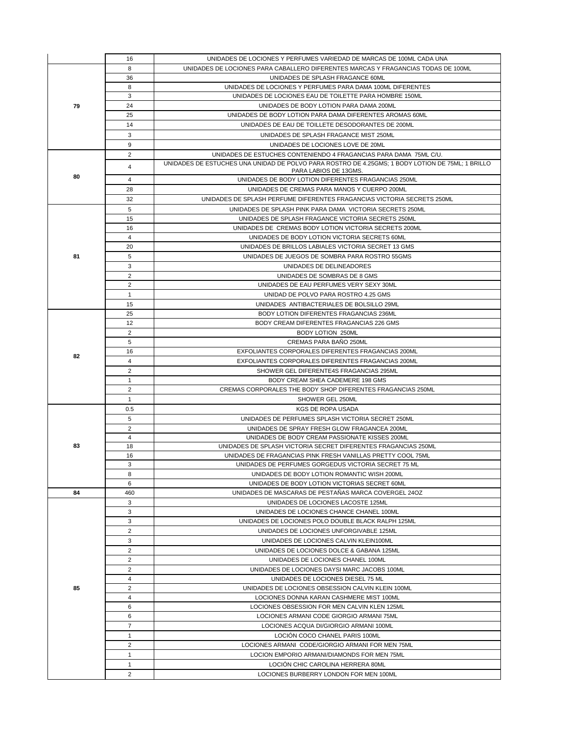| | | |
|---|---|---|
| | 16 | UNIDADES DE LOCIONES Y PERFUMES VARIEDAD DE MARCAS DE 100ML CADA UNA |
| 79 | 8 | UNIDADES DE LOCIONES PARA CABALLERO DIFERENTES MARCAS Y FRAGANCIAS TODAS DE 100ML |
| | 36 | UNIDADES DE SPLASH FRAGANCE 60ML |
| | 8 | UNIDADES DE LOCIONES Y PERFUMES PARA DAMA 100ML DIFERENTES |
| | 3 | UNIDADES DE LOCIONES EAU DE TOILETTE PARA HOMBRE 150ML |
| | 24 | UNIDADES DE BODY LOTION PARA DAMA 200ML |
| | 25 | UNIDADES DE BODY LOTION PARA DAMA DIFERENTES AROMAS 60ML |
| | 14 | UNIDADES DE EAU DE TOILLETE DESODORANTES DE 200ML |
| | 3 | UNIDADES DE SPLASH FRAGANCE MIST 250ML |
| | 9 | UNIDADES DE LOCIONES LOVE DE 20ML |
| 80 | 2 | UNIDADES DE ESTUCHES CONTENIENDO 4 FRAGANCIAS PARA DAMA 75ML C/U. |
| | 4 | UNIDADES DE ESTUCHES UNA UNIDAD DE POLVO PARA ROSTRO DE 4.25GMS; 1 BODY LOTION DE 75ML; 1 BRILLO PARA LABIOS DE 13GMS. |
| | 4 | UNIDADES DE BODY LOTION DIFERENTES FRAGANCIAS 250ML |
| | 28 | UNIDADES DE CREMAS PARA MANOS Y CUERPO 200ML |
| | 32 | UNIDADES DE SPLASH PERFUME DIFERENTES FRAGANCIAS VICTORIA SECRETS 250ML |
| 81 | 5 | UNIDADES DE SPLASH PINK PARA DAMA VICTORIA SECRETS 250ML |
| | 15 | UNIDADES DE SPLASH FRAGANCE VICTORIA SECRETS 250ML |
| | 16 | UNIDADES DE CREMAS BODY LOTION VICTORIA SECRETS 200ML |
| | 4 | UNIDADES DE BODY LOTION VICTORIA SECRETS 60ML |
| | 20 | UNIDADES DE BRILLOS LABIALES VICTORIA SECRET 13 GMS |
| | 5 | UNIDADES DE JUEGOS DE SOMBRA PARA ROSTRO 55GMS |
| | 3 | UNIDADES DE DELINEADORES |
| | 2 | UNIDADES DE SOMBRAS DE 8 GMS |
| | 2 | UNIDADES DE EAU PERFUMES VERY SEXY 30ML |
| | 1 | UNIDAD DE POLVO PARA ROSTRO 4.25 GMS |
| | 15 | UNIDADES ANTIBACTERIALES DE BOLSILLO 29ML |
| 82 | 25 | BODY LOTION DIFERENTES FRAGANCIAS 236ML |
| | 12 | BODY CREAM DIFERENTES FRAGANCIAS 226 GMS |
| | 2 | BODY LOTION 250ML |
| | 5 | CREMAS PARA BAÑO 250ML |
| | 16 | EXFOLIANTES CORPORALES DIFERENTES FRAGANCIAS 200ML |
| | 4 | EXFOLIANTES CORPORALES DIFERENTES FRAGANCIAS 200ML |
| | 2 | SHOWER GEL DIFERENTE4S FRAGANCIAS 295ML |
| | 1 | BODY CREAM SHEA CADEMERE 198 GMS |
| | 2 | CREMAS CORPORALES THE BODY SHOP DIFERENTES FRAGANCIAS 250ML |
| | 1 | SHOWER GEL 250ML |
| 83 | 0.5 | KGS DE ROPA USADA |
| | 5 | UNIDADES DE PERFUMES SPLASH VICTORIA SECRET 250ML |
| | 2 | UNIDADES DE SPRAY FRESH GLOW FRAGANCEA 200ML |
| | 4 | UNIDADES DE BODY CREAM PASSIONATE KISSES 200ML |
| | 18 | UNIDADES DE SPLASH VICTORIA SECRET DIFERENTES FRAGANCIAS 250ML |
| | 16 | UNIDADES DE FRAGANCIAS PINK FRESH VANILLAS PRETTY COOL 75ML |
| | 3 | UNIDADES DE PERFUMES GORGEDUS VICTORIA SECRET 75 ML |
| | 8 | UNIDADES DE BODY LOTION ROMANTIC WISH 200ML |
| | 6 | UNIDADES DE BODY LOTION VICTORIAS SECRET 60ML |
| 84 | 460 | UNIDADES DE MASCARAS DE PESTAÑAS MARCA COVERGEL 24OZ |
| 85 | 3 | UNIDADES DE LOCIONES LACOSTE 125ML |
| | 3 | UNIDADES DE LOCIONES CHANCE CHANEL 100ML |
| | 3 | UNIDADES DE LOCIONES POLO DOUBLE BLACK RALPH 125ML |
| | 2 | UNIDADES DE LOCIONES UNFORGIVABLE 125ML |
| | 3 | UNIDADES DE LOCIONES CALVIN KLEIN100ML |
| | 2 | UNIDADES DE LOCIONES DOLCE & GABANA 125ML |
| | 2 | UNIDADES DE LOCIONES CHANEL 100ML |
| | 2 | UNIDADES DE LOCIONES DAYSI MARC JACOBS 100ML |
| | 4 | UNIDADES DE LOCIONES DIESEL 75 ML |
| | 2 | UNIDADES DE LOCIONES OBSESSION CALVIN KLEIN 100ML |
| | 4 | LOCIONES DONNA KARAN CASHMERE MIST 100ML |
| | 6 | LOCIONES OBSESSION FOR MEN CALVIN KLEN 125ML |
| | 6 | LOCIONES ARMANI CODE GIORGIO ARMANI 75ML |
| | 7 | LOCIONES ACQUA DI/GIORGIO ARMANI 100ML |
| | 1 | LOCIÓN COCO CHANEL PARIS 100ML |
| | 2 | LOCIONES ARMANI CODE/GIORGIO ARMANI FOR MEN 75ML |
| | 1 | LOCION EMPORIO ARMANI/DIAMONDS FOR MEN 75ML |
| | 1 | LOCIÓN CHIC CAROLINA HERRERA 80ML |
| | 2 | LOCIONES BURBERRY LONDON FOR MEN 100ML |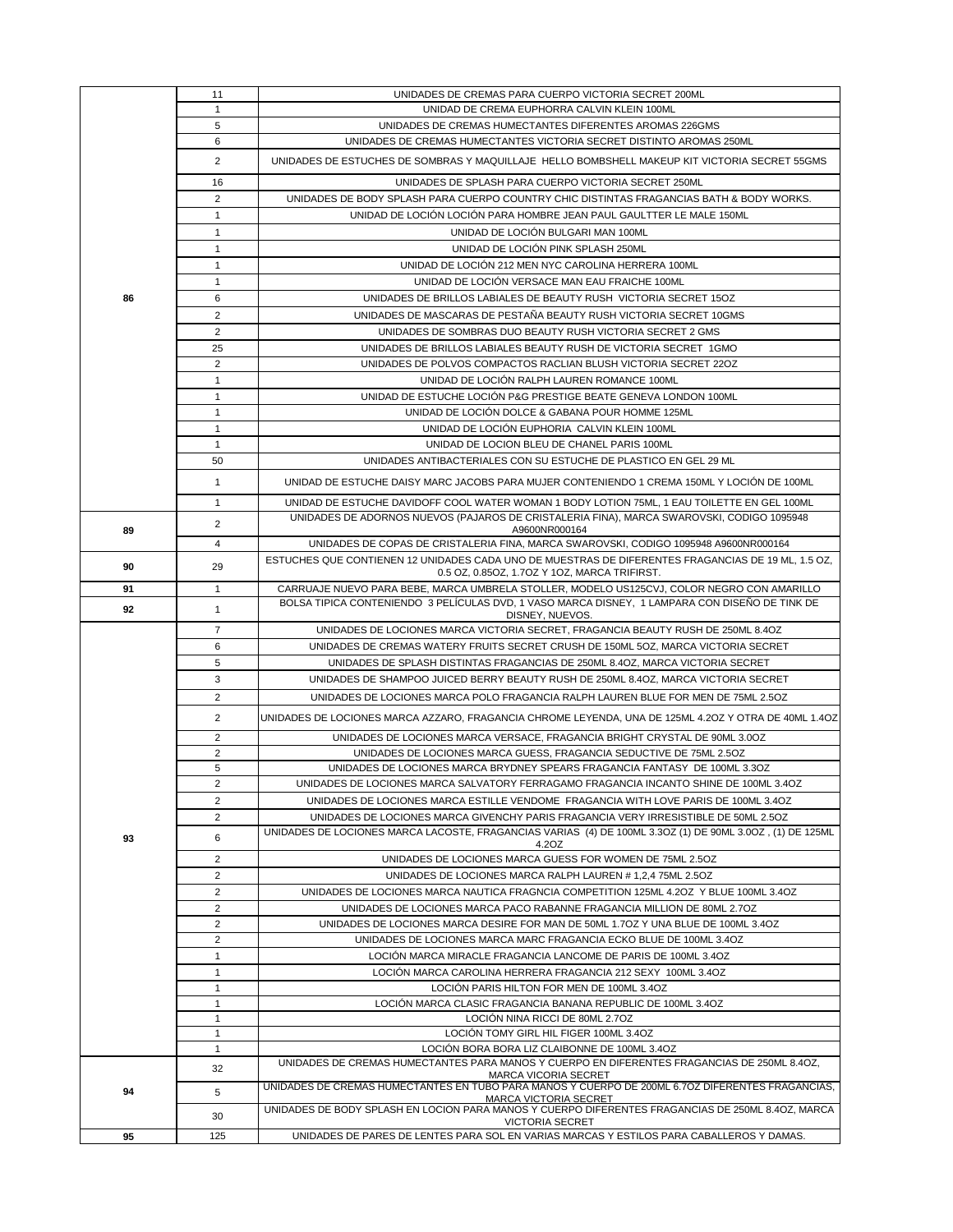| | | |
|---|---|---|
| 86 | 11 | UNIDADES DE CREMAS PARA CUERPO VICTORIA SECRET 200ML |
| | 1 | UNIDAD DE CREMA EUPHORRA CALVIN KLEIN 100ML |
| | 5 | UNIDADES DE CREMAS HUMECTANTES DIFERENTES AROMAS 226GMS |
| | 6 | UNIDADES DE CREMAS HUMECTANTES VICTORIA SECRET DISTINTO AROMAS 250ML |
| | 2 | UNIDADES DE ESTUCHES DE SOMBRAS Y MAQUILLAJE HELLO BOMBSHELL MAKEUP KIT VICTORIA SECRET 55GMS |
| | 16 | UNIDADES DE SPLASH PARA CUERPO VICTORIA SECRET 250ML |
| | 2 | UNIDADES DE BODY SPLASH PARA CUERPO COUNTRY CHIC DISTINTAS FRAGANCIAS BATH & BODY WORKS. |
| | 1 | UNIDAD DE LOCIÓN LOCIÓN PARA HOMBRE JEAN PAUL GAULTTER LE MALE 150ML |
| | 1 | UNIDAD DE LOCIÓN BULGARI MAN 100ML |
| | 1 | UNIDAD DE LOCIÓN PINK SPLASH 250ML |
| | 1 | UNIDAD DE LOCIÓN 212 MEN NYC CAROLINA HERRERA 100ML |
| | 1 | UNIDAD DE LOCIÓN VERSACE MAN EAU FRAICHE 100ML |
| | 6 | UNIDADES DE BRILLOS LABIALES DE BEAUTY RUSH VICTORIA SECRET 15OZ |
| | 2 | UNIDADES DE MASCARAS DE PESTAÑA BEAUTY RUSH VICTORIA SECRET 10GMS |
| | 2 | UNIDADES DE SOMBRAS DUO BEAUTY RUSH VICTORIA SECRET 2 GMS |
| | 25 | UNIDADES DE BRILLOS LABIALES BEAUTY RUSH DE VICTORIA SECRET 1GMO |
| | 2 | UNIDADES DE POLVOS COMPACTOS RACLIAN BLUSH VICTORIA SECRET 22OZ |
| | 1 | UNIDAD DE LOCIÓN RALPH LAUREN ROMANCE 100ML |
| | 1 | UNIDAD DE ESTUCHE LOCIÓN P&G PRESTIGE BEATE GENEVA LONDON 100ML |
| | 1 | UNIDAD DE LOCIÓN DOLCE & GABANA POUR HOMME 125ML |
| | 1 | UNIDAD DE LOCIÓN EUPHORIA CALVIN KLEIN 100ML |
| | 1 | UNIDAD DE LOCION BLEU DE CHANEL PARIS 100ML |
| | 50 | UNIDADES ANTIBACTERIALES CON SU ESTUCHE DE PLASTICO EN GEL 29 ML |
| | 1 | UNIDAD DE ESTUCHE DAISY MARC JACOBS PARA MUJER CONTENIENDO 1 CREMA 150ML Y LOCIÓN DE 100ML |
| | 1 | UNIDAD DE ESTUCHE DAVIDOFF COOL WATER WOMAN 1 BODY LOTION 75ML, 1 EAU TOILETTE EN GEL 100ML |
| 89 | 2 | UNIDADES DE ADORNOS NUEVOS (PAJAROS DE CRISTALERIA FINA), MARCA SWAROVSKI, CODIGO 1095948 A9600NR000164 |
| | 4 | UNIDADES DE COPAS DE CRISTALERIA FINA, MARCA SWAROVSKI, CODIGO 1095948 A9600NR000164 |
| 90 | 29 | ESTUCHES QUE CONTIENEN 12 UNIDADES CADA UNO DE MUESTRAS DE DIFERENTES FRAGANCIAS DE 19 ML, 1.5 OZ, 0.5 OZ, 0.85OZ, 1.7OZ Y 1OZ, MARCA TRIFIRST. |
| 91 | 1 | CARRUAJE NUEVO PARA BEBE, MARCA UMBRELA STOLLER, MODELO US125CVJ, COLOR NEGRO CON AMARILLO |
| 92 | 1 | BOLSA TIPICA CONTENIENDO 3 PELÍCULAS DVD, 1 VASO MARCA DISNEY, 1 LAMPARA CON DISEÑO DE TINK DE DISNEY, NUEVOS. |
| 93 | 7 | UNIDADES DE LOCIONES MARCA VICTORIA SECRET, FRAGANCIA BEAUTY RUSH DE 250ML 8.4OZ |
| | 6 | UNIDADES DE CREMAS WATERY FRUITS SECRET CRUSH DE 150ML 5OZ, MARCA VICTORIA SECRET |
| | 5 | UNIDADES DE SPLASH DISTINTAS FRAGANCIAS DE 250ML 8.4OZ, MARCA VICTORIA SECRET |
| | 3 | UNIDADES DE SHAMPOO JUICED BERRY BEAUTY RUSH DE 250ML 8.4OZ, MARCA VICTORIA SECRET |
| | 2 | UNIDADES DE LOCIONES MARCA POLO FRAGANCIA RALPH LAUREN BLUE FOR MEN DE 75ML 2.5OZ |
| | 2 | UNIDADES DE LOCIONES MARCA AZZARO, FRAGANCIA CHROME LEYENDA, UNA DE 125ML 4.2OZ Y OTRA DE 40ML 1.4OZ |
| | 2 | UNIDADES DE LOCIONES MARCA VERSACE, FRAGANCIA BRIGHT CRYSTAL DE 90ML 3.0OZ |
| | 2 | UNIDADES DE LOCIONES MARCA GUESS, FRAGANCIA SEDUCTIVE DE 75ML 2.5OZ |
| | 5 | UNIDADES DE LOCIONES MARCA BRYDNEY SPEARS FRAGANCIA FANTASY DE 100ML 3.3OZ |
| | 2 | UNIDADES DE LOCIONES MARCA SALVATORY FERRAGAMO FRAGANCIA INCANTO SHINE DE 100ML 3.4OZ |
| | 2 | UNIDADES DE LOCIONES MARCA ESTILLE VENDOME FRAGANCIA WITH LOVE PARIS DE 100ML 3.4OZ |
| | 2 | UNIDADES DE LOCIONES MARCA GIVENCHY PARIS FRAGANCIA VERY IRRESISTIBLE DE 50ML 2.5OZ |
| | 6 | UNIDADES DE LOCIONES MARCA LACOSTE, FRAGANCIAS VARIAS (4) DE 100ML 3.3OZ (1) DE 90ML 3.0OZ , (1) DE 125ML 4.2OZ |
| | 2 | UNIDADES DE LOCIONES MARCA GUESS FOR WOMEN DE 75ML 2.5OZ |
| | 2 | UNIDADES DE LOCIONES MARCA RALPH LAUREN # 1,2,4 75ML 2.5OZ |
| | 2 | UNIDADES DE LOCIONES MARCA NAUTICA FRAGNCIA COMPETITION 125ML 4.2OZ Y BLUE 100ML 3.4OZ |
| | 2 | UNIDADES DE LOCIONES MARCA PACO RABANNE FRAGANCIA MILLION DE 80ML 2.7OZ |
| | 2 | UNIDADES DE LOCIONES MARCA DESIRE FOR MAN DE 50ML 1.7OZ Y UNA BLUE DE 100ML 3.4OZ |
| | 2 | UNIDADES DE LOCIONES MARCA MARC FRAGANCIA ECKO BLUE DE 100ML 3.4OZ |
| | 1 | LOCIÓN MARCA MIRACLE FRAGANCIA LANCOME DE PARIS DE 100ML 3.4OZ |
| | 1 | LOCIÓN MARCA CAROLINA HERRERA FRAGANCIA 212 SEXY 100ML 3.4OZ |
| | 1 | LOCIÓN PARIS HILTON FOR MEN DE 100ML 3.4OZ |
| | 1 | LOCIÓN MARCA CLASIC FRAGANCIA BANANA REPUBLIC DE 100ML 3.4OZ |
| | 1 | LOCIÓN NINA RICCI DE 80ML 2.7OZ |
| | 1 | LOCIÓN TOMY GIRL HIL FIGER 100ML 3.4OZ |
| | 1 | LOCIÓN BORA BORA LIZ CLAIBONNE DE 100ML 3.4OZ |
| 94 | 32 | UNIDADES DE CREMAS HUMECTANTES PARA MANOS Y CUERPO EN DIFERENTES FRAGANCIAS DE 250ML 8.4OZ, MARCA VICORIA SECRET |
| | 5 | UNIDADES DE CREMAS HUMECTANTES EN TUBO PARA MANOS Y CUERPO DE 200ML 6.7OZ DIFERENTES FRAGANCIAS, MARCA VICTORIA SECRET |
| | 30 | UNIDADES DE BODY SPLASH EN LOCION PARA MANOS Y CUERPO DIFERENTES FRAGANCIAS DE 250ML 8.4OZ, MARCA VICTORIA SECRET |
| 95 | 125 | UNIDADES DE PARES DE LENTES PARA SOL EN VARIAS MARCAS Y ESTILOS PARA CABALLEROS Y DAMAS. |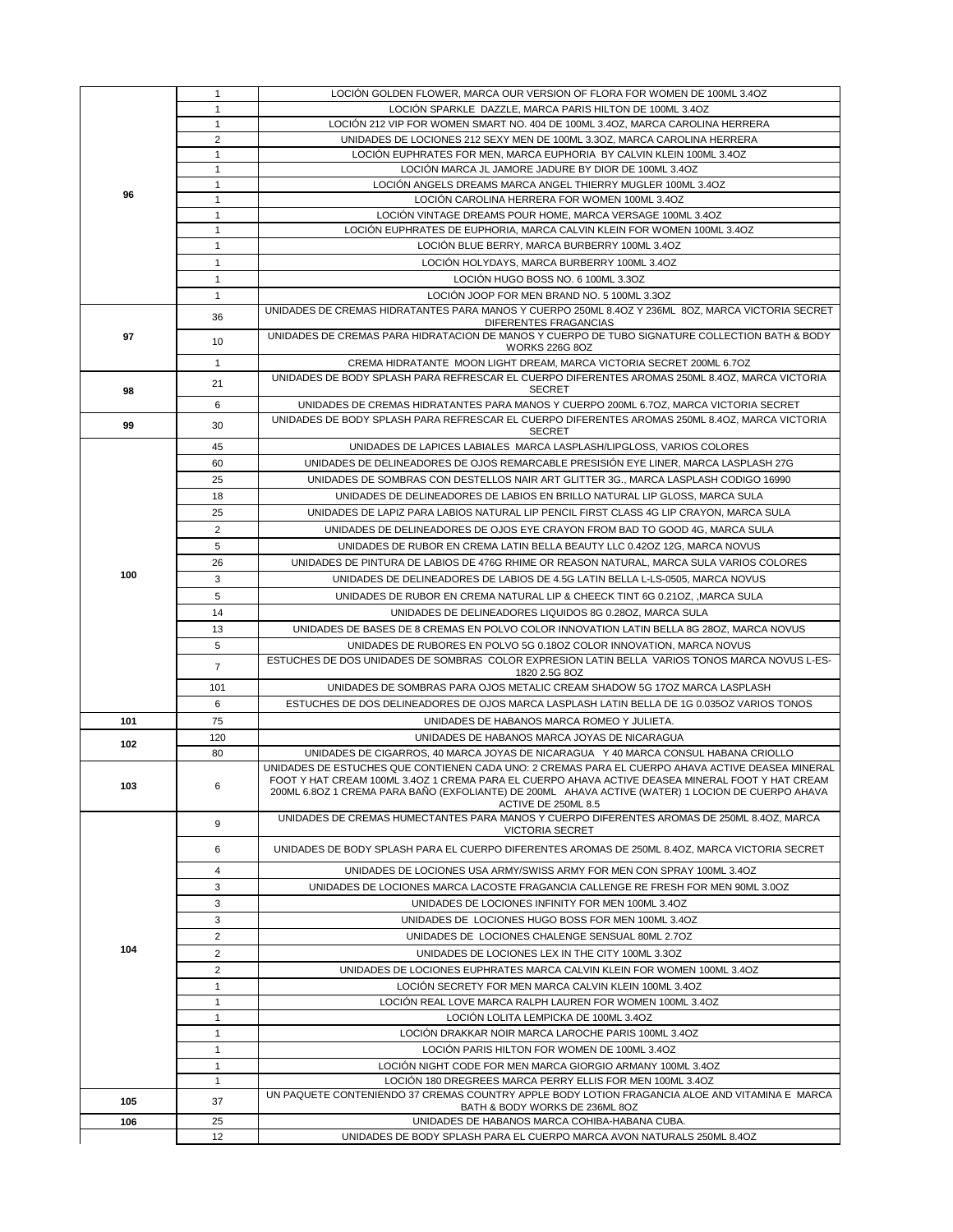| | | |
|---|---|---|
| 96 | 1 | LOCIÓN GOLDEN FLOWER, MARCA OUR VERSION OF FLORA FOR WOMEN DE 100ML 3.4OZ |
| | 1 | LOCIÓN SPARKLE DAZZLE, MARCA PARIS HILTON DE 100ML 3.4OZ |
| | 1 | LOCIÓN 212 VIP FOR WOMEN SMART NO. 404 DE 100ML 3.4OZ, MARCA CAROLINA HERRERA |
| | 2 | UNIDADES DE LOCIONES 212 SEXY MEN DE 100ML 3.3OZ, MARCA CAROLINA HERRERA |
| | 1 | LOCIÓN EUPHRATES FOR MEN, MARCA EUPHORIA BY CALVIN KLEIN 100ML 3.4OZ |
| | 1 | LOCIÓN MARCA JL JAMORE JADURE BY DIOR DE 100ML 3.4OZ |
| | 1 | LOCIÓN ANGELS DREAMS MARCA ANGEL THIERRY MUGLER 100ML 3.4OZ |
| | 1 | LOCIÓN CAROLINA HERRERA FOR WOMEN 100ML 3.4OZ |
| | 1 | LOCIÓN VINTAGE DREAMS POUR HOME, MARCA VERSAGE 100ML 3.4OZ |
| | 1 | LOCIÓN EUPHRATES DE EUPHORIA, MARCA CALVIN KLEIN FOR WOMEN 100ML 3.4OZ |
| | 1 | LOCIÓN BLUE BERRY, MARCA BURBERRY 100ML 3.4OZ |
| | 1 | LOCIÓN HOLYDAYS, MARCA BURBERRY 100ML 3.4OZ |
| | 1 | LOCIÓN HUGO BOSS NO. 6 100ML 3.3OZ |
| | 1 | LOCIÓN JOOP FOR MEN BRAND NO. 5 100ML 3.3OZ |
| 97 | 36 | UNIDADES DE CREMAS HIDRATANTES PARA MANOS Y CUERPO 250ML 8.4OZ Y 236ML 8OZ, MARCA VICTORIA SECRET DIFERENTES FRAGANCIAS |
| | 10 | UNIDADES DE CREMAS PARA HIDRATACION DE MANOS Y CUERPO DE TUBO SIGNATURE COLLECTION BATH & BODY WORKS 226G 8OZ |
| | 1 | CREMA HIDRATANTE MOON LIGHT DREAM, MARCA VICTORIA SECRET 200ML 6.7OZ |
| 98 | 21 | UNIDADES DE BODY SPLASH PARA REFRESCAR EL CUERPO DIFERENTES AROMAS 250ML 8.4OZ, MARCA VICTORIA SECRET |
| | 6 | UNIDADES DE CREMAS HIDRATANTES PARA MANOS Y CUERPO 200ML 6.7OZ, MARCA VICTORIA SECRET |
| 99 | 30 | UNIDADES DE BODY SPLASH PARA REFRESCAR EL CUERPO DIFERENTES AROMAS 250ML 8.4OZ, MARCA VICTORIA SECRET |
| 100 | 45 | UNIDADES DE LAPICES LABIALES MARCA LASPLASH/LIPGLOSS, VARIOS COLORES |
| | 60 | UNIDADES DE DELINEADORES DE OJOS REMARCABLE PRESISIÓN EYE LINER, MARCA LASPLASH 27G |
| | 25 | UNIDADES DE SOMBRAS CON DESTELLOS NAIR ART GLITTER 3G., MARCA LASPLASH CODIGO 16990 |
| | 18 | UNIDADES DE DELINEADORES DE LABIOS EN BRILLO NATURAL LIP GLOSS, MARCA SULA |
| | 25 | UNIDADES DE LAPIZ PARA LABIOS NATURAL LIP PENCIL FIRST CLASS 4G LIP CRAYON, MARCA SULA |
| | 2 | UNIDADES DE DELINEADORES DE OJOS EYE CRAYON FROM BAD TO GOOD 4G, MARCA SULA |
| | 5 | UNIDADES DE RUBOR EN CREMA LATIN BELLA BEAUTY LLC 0.42OZ 12G, MARCA NOVUS |
| | 26 | UNIDADES DE PINTURA DE LABIOS DE 476G RHIME OR REASON NATURAL, MARCA SULA VARIOS COLORES |
| | 3 | UNIDADES DE DELINEADORES DE LABIOS DE 4.5G LATIN BELLA L-LS-0505, MARCA NOVUS |
| | 5 | UNIDADES DE RUBOR EN CREMA NATURAL LIP & CHEECK TINT 6G 0.21OZ, ,MARCA SULA |
| | 14 | UNIDADES DE DELINEADORES LIQUIDOS 8G 0.28OZ, MARCA SULA |
| | 13 | UNIDADES DE BASES DE 8 CREMAS EN POLVO COLOR INNOVATION LATIN BELLA 8G 28OZ, MARCA NOVUS |
| | 5 | UNIDADES DE RUBORES EN POLVO 5G 0.18OZ COLOR INNOVATION, MARCA NOVUS |
| | 7 | ESTUCHES DE DOS UNIDADES DE SOMBRAS COLOR EXPRESION LATIN BELLA VARIOS TONOS MARCA NOVUS L-ES-1820 2.5G 8OZ |
| | 101 | UNIDADES DE SOMBRAS PARA OJOS METALIC CREAM SHADOW 5G 17OZ MARCA LASPLASH |
| | 6 | ESTUCHES DE DOS DELINEADORES DE OJOS MARCA LASPLASH LATIN BELLA DE 1G 0.035OZ VARIOS TONOS |
| 101 | 75 | UNIDADES DE HABANOS MARCA ROMEO Y JULIETA. |
| 102 | 120 | UNIDADES DE HABANOS MARCA JOYAS DE NICARAGUA |
| | 80 | UNIDADES DE CIGARROS, 40 MARCA JOYAS DE NICARAGUA Y 40 MARCA CONSUL HABANA CRIOLLO |
| 103 | 6 | UNIDADES DE ESTUCHES QUE CONTIENEN CADA UNO: 2 CREMAS PARA EL CUERPO AHAVA ACTIVE DEASEA MINERAL FOOT Y HAT CREAM 100ML 3.4OZ 1 CREMA PARA EL CUERPO AHAVA ACTIVE DEASEA MINERAL FOOT Y HAT CREAM 200ML 6.8OZ 1 CREMA PARA BAÑO (EXFOLIANTE) DE 200ML AHAVA ACTIVE (WATER) 1 LOCION DE CUERPO AHAVA ACTIVE DE 250ML 8.5 |
| 104 | 9 | UNIDADES DE CREMAS HUMECTANTES PARA MANOS Y CUERPO DIFERENTES AROMAS DE 250ML 8.4OZ, MARCA VICTORIA SECRET |
| | 6 | UNIDADES DE BODY SPLASH PARA EL CUERPO DIFERENTES AROMAS DE 250ML 8.4OZ, MARCA VICTORIA SECRET |
| | 4 | UNIDADES DE LOCIONES USA ARMY/SWISS ARMY FOR MEN CON SPRAY 100ML 3.4OZ |
| | 3 | UNIDADES DE LOCIONES MARCA LACOSTE FRAGANCIA CALLENGE RE FRESH FOR MEN 90ML 3.0OZ |
| | 3 | UNIDADES DE LOCIONES INFINITY FOR MEN 100ML 3.4OZ |
| | 3 | UNIDADES DE LOCIONES HUGO BOSS FOR MEN 100ML 3.4OZ |
| | 2 | UNIDADES DE LOCIONES CHALENGE SENSUAL 80ML 2.7OZ |
| | 2 | UNIDADES DE LOCIONES LEX IN THE CITY 100ML 3.3OZ |
| | 2 | UNIDADES DE LOCIONES EUPHRATES MARCA CALVIN KLEIN FOR WOMEN 100ML 3.4OZ |
| | 1 | LOCIÓN SECRETY FOR MEN MARCA CALVIN KLEIN 100ML 3.4OZ |
| | 1 | LOCIÓN REAL LOVE MARCA RALPH LAUREN FOR WOMEN 100ML 3.4OZ |
| | 1 | LOCIÓN LOLITA LEMPICKA DE 100ML 3.4OZ |
| | 1 | LOCIÓN DRAKKAR NOIR MARCA LAROCHE PARIS 100ML 3.4OZ |
| | 1 | LOCIÓN PARIS HILTON FOR WOMEN DE 100ML 3.4OZ |
| | 1 | LOCIÓN NIGHT CODE FOR MEN MARCA GIORGIO ARMANY 100ML 3.4OZ |
| | 1 | LOCIÓN 180 DREGREES MARCA PERRY ELLIS FOR MEN 100ML 3.4OZ |
| 105 | 37 | UN PAQUETE CONTENIENDO 37 CREMAS COUNTRY APPLE BODY LOTION FRAGANCIA ALOE AND VITAMINA E MARCA BATH & BODY WORKS DE 236ML 8OZ |
| 106 | 25 | UNIDADES DE HABANOS MARCA COHIBA-HABANA CUBA. |
| | 12 | UNIDADES DE BODY SPLASH PARA EL CUERPO MARCA AVON NATURALS 250ML 8.4OZ |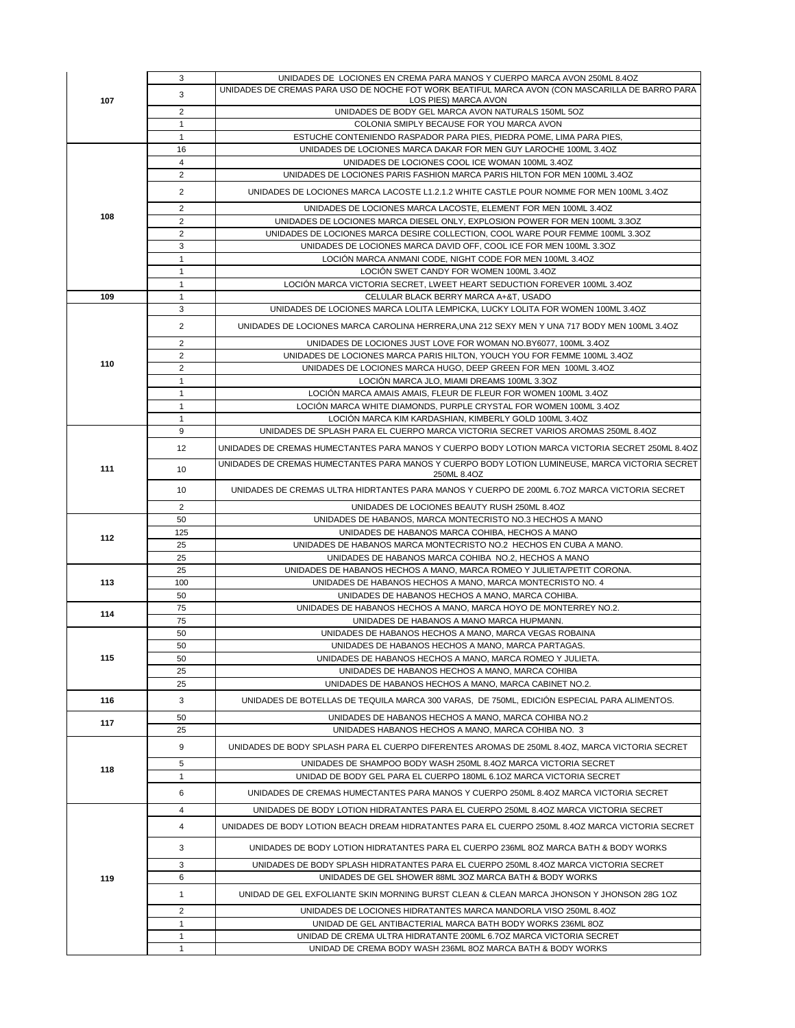| | | |
|---|---|---|
| 107 | 3 | UNIDADES DE LOCIONES EN CREMA PARA MANOS Y CUERPO MARCA AVON 250ML 8.4OZ |
| | 3 | UNIDADES DE CREMAS PARA USO DE NOCHE FOT WORK BEATIFUL MARCA AVON (CON MASCARILLA DE BARRO PARA LOS PIES) MARCA AVON |
| | 2 | UNIDADES DE BODY GEL MARCA AVON NATURALS 150ML 5OZ |
| | 1 | COLONIA SMIPLY BECAUSE FOR YOU MARCA AVON |
| | 1 | ESTUCHE CONTENIENDO RASPADOR PARA PIES, PIEDRA POME, LIMA PARA PIES, |
| 108 | 16 | UNIDADES DE LOCIONES MARCA DAKAR FOR MEN GUY LAROCHE 100ML 3.4OZ |
| | 4 | UNIDADES DE LOCIONES COOL ICE WOMAN 100ML 3.4OZ |
| | 2 | UNIDADES DE LOCIONES PARIS FASHION MARCA PARIS HILTON FOR MEN 100ML 3.4OZ |
| | 2 | UNIDADES DE LOCIONES MARCA LACOSTE L1.2.1.2 WHITE CASTLE POUR NOMME FOR MEN 100ML 3.4OZ |
| | 2 | UNIDADES DE LOCIONES MARCA LACOSTE, ELEMENT FOR MEN 100ML 3.4OZ |
| | 2 | UNIDADES DE LOCIONES MARCA DIESEL ONLY, EXPLOSION POWER FOR MEN 100ML 3.3OZ |
| | 2 | UNIDADES DE LOCIONES MARCA DESIRE COLLECTION, COOL WARE POUR FEMME 100ML 3.3OZ |
| | 3 | UNIDADES DE LOCIONES MARCA DAVID OFF, COOL ICE FOR MEN 100ML 3.3OZ |
| | 1 | LOCIÓN MARCA ANMANI CODE, NIGHT CODE FOR MEN 100ML 3.4OZ |
| | 1 | LOCIÓN SWET CANDY FOR WOMEN 100ML 3.4OZ |
| | 1 | LOCIÓN MARCA VICTORIA SECRET, LWEET HEART SEDUCTION FOREVER 100ML 3.4OZ |
| 109 | 1 | CELULAR BLACK BERRY MARCA A+&T, USADO |
| 110 | 3 | UNIDADES DE LOCIONES MARCA LOLITA LEMPICKA, LUCKY LOLITA FOR WOMEN 100ML 3.4OZ |
| | 2 | UNIDADES DE LOCIONES MARCA CAROLINA HERRERA,UNA 212 SEXY MEN Y UNA 717 BODY MEN 100ML 3.4OZ |
| | 2 | UNIDADES DE LOCIONES JUST LOVE FOR WOMAN NO.BY6077, 100ML 3.4OZ |
| | 2 | UNIDADES DE LOCIONES MARCA PARIS HILTON, YOUCH YOU FOR FEMME 100ML 3.4OZ |
| | 2 | UNIDADES DE LOCIONES MARCA HUGO, DEEP GREEN FOR MEN 100ML 3.4OZ |
| | 1 | LOCIÓN MARCA JLO, MIAMI DREAMS 100ML 3.3OZ |
| | 1 | LOCIÓN MARCA AMAIS AMAIS, FLEUR DE FLEUR FOR WOMEN 100ML 3.4OZ |
| | 1 | LOCIÓN MARCA WHITE DIAMONDS, PURPLE CRYSTAL FOR WOMEN 100ML 3.4OZ |
| | 1 | LOCIÓN MARCA KIM KARDASHIAN, KIMBERLY GOLD 100ML 3.4OZ |
| 111 | 9 | UNIDADES DE SPLASH PARA EL CUERPO MARCA VICTORIA SECRET VARIOS AROMAS 250ML 8.4OZ |
| | 12 | UNIDADES DE CREMAS HUMECTANTES PARA MANOS Y CUERPO BODY LOTION MARCA VICTORIA SECRET 250ML 8.4OZ |
| | 10 | UNIDADES DE CREMAS HUMECTANTES PARA MANOS Y CUERPO BODY LOTION LUMINEUSE, MARCA VICTORIA SECRET 250ML 8.4OZ |
| | 10 | UNIDADES DE CREMAS ULTRA HIDRTANTES PARA MANOS Y CUERPO DE 200ML 6.7OZ MARCA VICTORIA SECRET |
| | 2 | UNIDADES DE LOCIONES BEAUTY RUSH 250ML 8.4OZ |
| 112 | 50 | UNIDADES DE HABANOS, MARCA MONTECRISTO NO.3 HECHOS A MANO |
| | 125 | UNIDADES DE HABANOS MARCA COHIBA, HECHOS A MANO |
| | 25 | UNIDADES DE HABANOS MARCA MONTECRISTO NO.2 HECHOS EN CUBA A MANO. |
| | 25 | UNIDADES DE HABANOS MARCA COHIBA NO.2, HECHOS A MANO |
| 113 | 25 | UNIDADES DE HABANOS HECHOS A MANO, MARCA ROMEO Y JULIETA/PETIT CORONA. |
| | 100 | UNIDADES DE HABANOS HECHOS A MANO, MARCA MONTECRISTO NO. 4 |
| | 50 | UNIDADES DE HABANOS HECHOS A MANO, MARCA COHIBA. |
| 114 | 75 | UNIDADES DE HABANOS HECHOS A MANO, MARCA HOYO DE MONTERREY NO.2. |
| | 75 | UNIDADES DE HABANOS A MANO MARCA HUPMANN. |
| 115 | 50 | UNIDADES DE HABANOS HECHOS A MANO, MARCA VEGAS ROBAINA |
| | 50 | UNIDADES DE HABANOS HECHOS A MANO, MARCA PARTAGAS. |
| | 50 | UNIDADES DE HABANOS HECHOS A MANO, MARCA ROMEO Y JULIETA. |
| | 25 | UNIDADES DE HABANOS HECHOS A MANO, MARCA COHIBA |
| | 25 | UNIDADES DE HABANOS HECHOS A MANO, MARCA CABINET NO.2. |
| 116 | 3 | UNIDADES DE BOTELLAS DE TEQUILA MARCA 300 VARAS, DE 750ML, EDICIÓN ESPECIAL PARA ALIMENTOS. |
| 117 | 50 | UNIDADES DE HABANOS HECHOS A MANO, MARCA COHIBA NO.2 |
| | 25 | UNIDADES HABANOS HECHOS A MANO, MARCA COHIBA NO. 3 |
| 118 | 9 | UNIDADES DE BODY SPLASH PARA EL CUERPO DIFERENTES AROMAS DE 250ML 8.4OZ, MARCA VICTORIA SECRET |
| | 5 | UNIDADES DE SHAMPOO BODY WASH 250ML 8.4OZ MARCA VICTORIA SECRET |
| | 1 | UNIDAD DE BODY GEL PARA EL CUERPO 180ML 6.1OZ MARCA VICTORIA SECRET |
| | 6 | UNIDADES DE CREMAS HUMECTANTES PARA MANOS Y CUERPO 250ML 8.4OZ MARCA VICTORIA SECRET |
| 119 | 4 | UNIDADES DE BODY LOTION HIDRATANTES PARA EL CUERPO 250ML 8.4OZ MARCA VICTORIA SECRET |
| | 4 | UNIDADES DE BODY LOTION BEACH DREAM HIDRATANTES PARA EL CUERPO 250ML 8.4OZ MARCA VICTORIA SECRET |
| | 3 | UNIDADES DE BODY LOTION HIDRATANTES PARA EL CUERPO 236ML 8OZ MARCA BATH & BODY WORKS |
| | 3 | UNIDADES DE BODY SPLASH HIDRATANTES PARA EL CUERPO 250ML 8.4OZ MARCA VICTORIA SECRET |
| | 6 | UNIDADES DE GEL SHOWER 88ML 3OZ MARCA BATH & BODY WORKS |
| | 1 | UNIDAD DE GEL EXFOLIANTE SKIN MORNING BURST CLEAN & CLEAN MARCA JHONSON Y JHONSON 28G 1OZ |
| | 2 | UNIDADES DE LOCIONES HIDRATANTES MARCA MANDORLA VISO 250ML 8.4OZ |
| | 1 | UNIDAD DE GEL ANTIBACTERIAL MARCA BATH BODY WORKS 236ML 8OZ |
| | 1 | UNIDAD DE CREMA ULTRA HIDRATANTE 200ML 6.7OZ MARCA VICTORIA SECRET |
| | 1 | UNIDAD DE CREMA BODY WASH 236ML 8OZ MARCA BATH & BODY WORKS |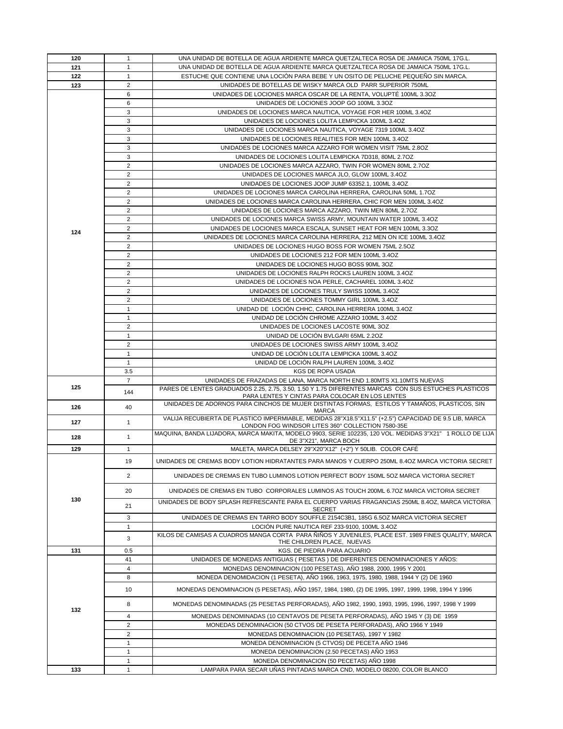| | | |
|---|---|---|
| **120** | 1 | UNA UNIDAD DE BOTELLA DE AGUA ARDIENTE MARCA QUETZALTECA ROSA DE JAMAICA 750ML 17G.L. |
| **121** | 1 | UNA UNIDAD DE BOTELLA DE AGUA ARDIENTE MARCA QUETZALTECA ROSA DE JAMAICA 750ML 17G.L. |
| **122** | 1 | ESTUCHE QUE CONTIENE UNA LOCIÓN PARA BEBE Y UN OSITO DE PELUCHE PEQUEÑO SIN MARCA. |
| **123** | 2 | UNIDADES DE BOTELLAS DE WISKY MARCA OLD PARR SUPERIOR 750ML |
| **124** | 6 | UNIDADES DE LOCIONES MARCA OSCAR DE LA RENTA, VOLUPTÉ 100ML 3.3OZ |
| | 6 | UNIDADES DE LOCIONES JOOP GO 100ML 3.3OZ |
| | 3 | UNIDADES DE LOCIONES MARCA NAUTICA, VOYAGE FOR HER 100ML 3.4OZ |
| | 3 | UNIDADES DE LOCIONES LOLITA LEMPICKA 100ML 3.4OZ |
| | 3 | UNIDADES DE LOCIONES MARCA NAUTICA, VOYAGE 7319 100ML 3.4OZ |
| | 3 | UNIDADES DE LOCIONES REALITIES FOR MEN 100ML 3.4OZ |
| | 3 | UNIDADES DE LOCIONES MARCA AZZARO FOR WOMEN VISIT 75ML 2.8OZ |
| | 3 | UNIDADES DE LOCIONES LOLITA LEMPICKA 7D318, 80ML 2.7OZ |
| | 2 | UNIDADES DE LOCIONES MARCA AZZARO, TWIN FOR WOMEN 80ML 2.7OZ |
| | 2 | UNIDADES DE LOCIONES MARCA JLO, GLOW 100ML 3.4OZ |
| | 2 | UNIDADES DE LOCIONES JOOP JUMP 63352.1, 100ML 3.4OZ |
| | 2 | UNIDADES DE LOCIONES MARCA CAROLINA HERRERA, CAROLINA 50ML 1.7OZ |
| | 2 | UNIDADES DE LOCIONES MARCA CAROLINA HERRERA, CHIC FOR MEN 100ML 3.4OZ |
| | 2 | UNIDADES DE LOCIONES MARCA AZZARO, TWIN MEN 80ML 2.7OZ |
| | 2 | UNIDADES DE LOCIONES MARCA SWISS ARMY, MOUNTAIN WATER 100ML 3.4OZ |
| | 2 | UNIDADES DE LOCIONES MARCA ESCALA, SUNSET HEAT FOR MEN 100ML 3.3OZ |
| | 2 | UNIDADES DE LOCIONES MARCA CAROLINA HERRERA, 212 MEN ON ICE 100ML 3.4OZ |
| | 2 | UNIDADES DE LOCIONES HUGO BOSS FOR WOMEN 75ML 2.5OZ |
| | 2 | UNIDADES DE LOCIONES 212 FOR MEN 100ML 3.4OZ |
| | 2 | UNIDADES DE LOCIONES HUGO BOSS 90ML 3OZ |
| | 2 | UNIDADES DE LOCIONES RALPH ROCKS LAUREN 100ML 3.4OZ |
| | 2 | UNIDADES DE LOCIONES NOA PERLE, CACHAREL 100ML 3.4OZ |
| | 2 | UNIDADES DE LOCIONES TRULY SWISS 100ML 3.4OZ |
| | 2 | UNIDADES DE LOCIONES TOMMY GIRL 100ML 3.4OZ |
| | 1 | UNIDAD DE LOCIÓN CHHC, CAROLINA HERRERA 100ML 3.4OZ |
| | 1 | UNIDAD DE LOCIÓN CHROME AZZARO 100ML 3.4OZ |
| | 2 | UNIDADES DE LOCIONES LACOSTE 90ML 3OZ |
| | 1 | UNIDAD DE LOCIÓN BVLGARI 65ML 2.2OZ |
| | 2 | UNIDADES DE LOCIONES SWISS ARMY 100ML 3.4OZ |
| | 1 | UNIDAD DE LOCIÓN LOLITA LEMPICKA 100ML 3.4OZ |
| | 1 | UNIDAD DE LOCIÓN RALPH LAUREN 100ML 3.4OZ |
| | 3.5 | KGS DE ROPA USADA |
| **125** | 7 | UNIDADES DE FRAZADAS DE LANA, MARCA NORTH END 1.80MTS X1.10MTS NUEVAS |
| | 144 | PARES DE LENTES GRADUADOS 2.25, 2.75, 3.50, 1.50 Y 1.75 DIFERENTES MARCAS CON SUS ESTUCHES PLASTICOS PARA LENTES Y CINTAS PARA COLOCAR EN LOS LENTES |
| **126** | 40 | UNIDADES DE ADORNOS PARA CINCHOS DE MUJER DISTINTAS FORMAS, ESTILOS Y TAMAÑOS, PLASTICOS, SIN MARCA |
| **127** | 1 | VALIJA RECUBIERTA DE PLASTICO IMPERMIABLE, MEDIDAS 28"X18.5"X11.5" (+2.5") CAPACIDAD DE 9.5 LIB, MARCA LONDON FOG WINDSOR LITES 360° COLLECTION 7580-35E |
| **128** | 1 | MAQUINA, BANDA LIJADORA, MARCA MAKITA, MODELO 9903, SERIE 102235, 120 VOL. MEDIDAS 3"X21" 1 ROLLO DE LIJA DE 3"X21", MARCA BOCH |
| **129** | 1 | MALETA, MARCA DELSEY 29"X20"X12" (+2") Y 50LIB. COLOR CAFÉ |
| **130** | 19 | UNIDADES DE CREMAS BODY LOTION HIDRATANTES PARA MANOS Y CUERPO 250ML 8.4OZ MARCA VICTORIA SECRET |
| | 2 | UNIDADES DE CREMAS EN TUBO LUMINOS LOTION PERFECT BODY 150ML 5OZ MARCA VICTORIA SECRET |
| | 20 | UNIDADES DE CREMAS EN TUBO CORPORALES LUMINOS AS TOUCH 200ML 6.7OZ MARCA VICTORIA SECRET |
| | 21 | UNIDADES DE BODY SPLASH REFRESCANTE PARA EL CUERPO VARIAS FRAGANCIAS 250ML 8.4OZ, MARCA VICTORIA SECRET |
| | 3 | UNIDADES DE CREMAS EN TARRO BODY SOUFFLE 2154C3B1, 185G 6.5OZ MARCA VICTORIA SECRET |
| | 1 | LOCIÓN PURE NAUTICA REF 233-9100, 100ML 3.4OZ |
| | 3 | KILOS DE CAMISAS A CUADROS MANGA CORTA PARA ÑIÑOS Y JUVENILES, PLACE EST. 1989 FINES QUALITY, MARCA THE CHILDREN PLACE, NUEVAS |
| **131** | 0.5 | KGS. DE PIEDRA PARA ACUARIO |
| **132** | 41 | UNIDADES DE MONEDAS ANTIGUAS ( PESETAS ) DE DIFERENTES DENOMINACIONES Y AÑOS: |
| | 4 | MONEDAS DENOMINACION (100 PESETAS), AÑO 1988, 2000, 1995 Y 2001 |
| | 8 | MONEDA DENOMIDACION (1 PESETA), AÑO 1966, 1963, 1975, 1980, 1988, 1944 Y (2) DE 1960 |
| | 10 | MONEDAS DENOMINACION (5 PESETAS), AÑO 1957, 1984, 1980, (2) DE 1995, 1997, 1999, 1998, 1994 Y 1996 |
| | 8 | MONEDAS DENOMINADAS (25 PESETAS PERFORADAS), AÑO 1982, 1990, 1993, 1995, 1996, 1997, 1998 Y 1999 |
| | 4 | MONEDAS DENOMINADAS (10 CENTAVOS DE PESETA PERFORADAS), AÑO 1945 Y (3) DE 1959 |
| | 2 | MONEDAS DENOMINACION (50 CTVOS DE PESETA PERFORADAS), AÑO 1966 Y 1949 |
| | 2 | MONEDAS DENOMINACION (10 PESETAS), 1997 Y 1982 |
| | 1 | MONEDA DENOMINACION (5 CTVOS) DE PECETA AÑO 1946 |
| | 1 | MONEDA DENOMINACION (2.50 PECETAS) AÑO 1953 |
| | 1 | MONEDA DENOMINACION (50 PECETAS) AÑO 1998 |
| **133** | 1 | LAMPARA PARA SECAR UÑAS PINTADAS MARCA CND, MODELO 08200, COLOR BLANCO |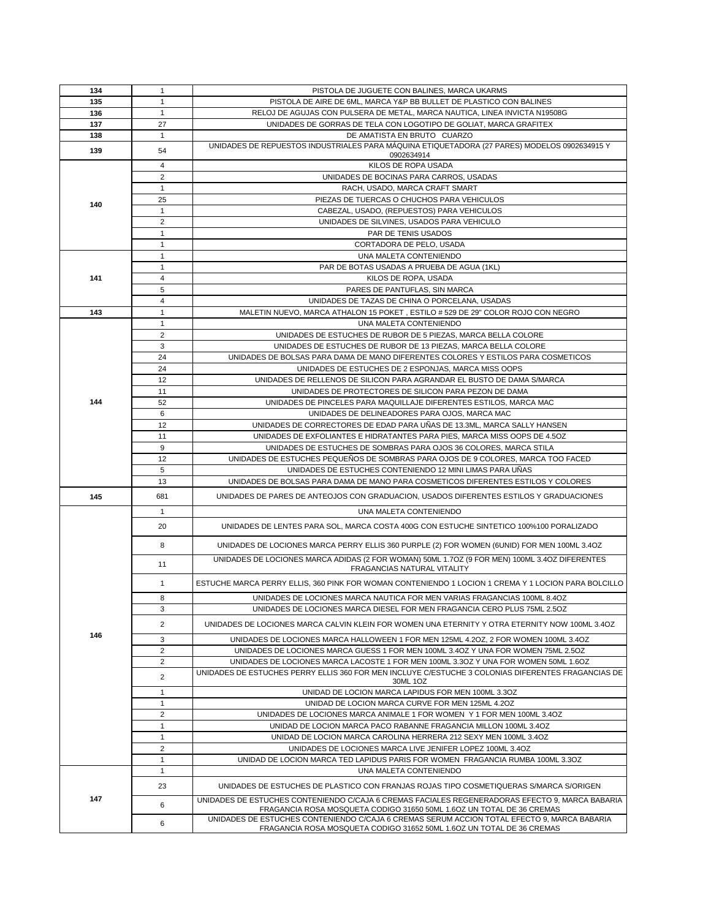| | | |
|---|---|---|
| 134 | 1 | PISTOLA DE JUGUETE CON BALINES, MARCA UKARMS |
| 135 | 1 | PISTOLA DE AIRE DE 6ML, MARCA Y&P BB BULLET DE PLASTICO CON BALINES |
| 136 | 1 | RELOJ DE AGUJAS CON PULSERA DE METAL, MARCA NAUTICA, LINEA INVICTA N19508G |
| 137 | 27 | UNIDADES DE GORRAS DE TELA CON LOGOTIPO DE GOLIAT, MARCA GRAFITEX |
| 138 | 1 | DE AMATISTA EN BRUTO CUARZO |
| 139 | 54 | UNIDADES DE REPUESTOS INDUSTRIALES PARA MÁQUINA ETIQUETADORA (27 PARES) MODELOS 0902634915 Y 0902634914 |
| 140 | 4 | KILOS DE ROPA USADA |
| | 2 | UNIDADES DE BOCINAS PARA CARROS, USADAS |
| | 1 | RACH, USADO, MARCA CRAFT SMART |
| | 25 | PIEZAS DE TUERCAS O CHUCHOS PARA VEHICULOS |
| | 1 | CABEZAL, USADO, (REPUESTOS) PARA VEHICULOS |
| | 2 | UNIDADES DE SILVINES, USADOS PARA VEHICULO |
| | 1 | PAR DE TENIS USADOS |
| | 1 | CORTADORA DE PELO, USADA |
| 141 | 1 | UNA MALETA CONTENIENDO |
| | 1 | PAR DE BOTAS USADAS A PRUEBA DE AGUA (1KL) |
| | 4 | KILOS DE ROPA, USADA |
| | 5 | PARES DE PANTUFLAS, SIN MARCA |
| | 4 | UNIDADES DE TAZAS DE CHINA O PORCELANA, USADAS |
| 143 | 1 | MALETIN NUEVO, MARCA ATHALON 15 POKET , ESTILO # 529 DE 29" COLOR ROJO CON NEGRO |
| 144 | 1 | UNA MALETA CONTENIENDO |
| | 2 | UNIDADES DE ESTUCHES DE RUBOR DE 5 PIEZAS, MARCA BELLA COLORE |
| | 3 | UNIDADES DE ESTUCHES DE RUBOR DE 13 PIEZAS, MARCA BELLA COLORE |
| | 24 | UNIDADES DE BOLSAS PARA DAMA DE MANO DIFERENTES COLORES Y ESTILOS PARA COSMETICOS |
| | 24 | UNIDADES DE ESTUCHES DE 2 ESPONJAS, MARCA MISS OOPS |
| | 12 | UNIDADES DE RELLENOS DE SILICON PARA AGRANDAR EL BUSTO DE DAMA S/MARCA |
| | 11 | UNIDADES DE PROTECTORES DE SILICON PARA PEZON DE DAMA |
| | 52 | UNIDADES DE PINCELES PARA MAQUILLAJE DIFERENTES ESTILOS, MARCA MAC |
| | 6 | UNIDADES DE DELINEADORES PARA OJOS, MARCA MAC |
| | 12 | UNIDADES DE CORRECTORES DE EDAD PARA UÑAS DE 13.3ML, MARCA SALLY HANSEN |
| | 11 | UNIDADES DE EXFOLIANTES E HIDRATANTES PARA PIES, MARCA MISS OOPS DE 4.5OZ |
| | 9 | UNIDADES DE ESTUCHES DE SOMBRAS PARA OJOS 36 COLORES, MARCA STILA |
| | 12 | UNIDADES DE ESTUCHES PEQUEÑOS DE SOMBRAS PARA OJOS DE 9 COLORES, MARCA TOO FACED |
| | 5 | UNIDADES DE ESTUCHES CONTENIENDO 12 MINI LIMAS PARA UÑAS |
| | 13 | UNIDADES DE BOLSAS PARA DAMA DE MANO PARA COSMETICOS DIFERENTES ESTILOS Y COLORES |
| 145 | 681 | UNIDADES DE PARES DE ANTEOJOS CON GRADUACION, USADOS DIFERENTES ESTILOS Y GRADUACIONES |
| 146 | 1 | UNA MALETA CONTENIENDO |
| | 20 | UNIDADES DE LENTES PARA SOL, MARCA COSTA 400G CON ESTUCHE SINTETICO 100%100 PORALIZADO |
| | 8 | UNIDADES DE LOCIONES MARCA PERRY ELLIS 360 PURPLE (2) FOR WOMEN (6UNID) FOR MEN 100ML 3.4OZ |
| | 11 | UNIDADES DE LOCIONES MARCA ADIDAS (2 FOR WOMAN) 50ML 1.7OZ (9 FOR MEN) 100ML 3.4OZ DIFERENTES FRAGANCIAS NATURAL VITALITY |
| | 1 | ESTUCHE MARCA PERRY ELLIS, 360 PINK FOR WOMAN CONTENIENDO 1 LOCION 1 CREMA Y 1 LOCION PARA BOLCILLO |
| | 8 | UNIDADES DE LOCIONES MARCA NAUTICA FOR MEN VARIAS FRAGANCIAS 100ML 8.4OZ |
| | 3 | UNIDADES DE LOCIONES MARCA DIESEL FOR MEN FRAGANCIA CERO PLUS 75ML 2.5OZ |
| | 2 | UNIDADES DE LOCIONES MARCA CALVIN KLEIN FOR WOMEN UNA ETERNITY Y OTRA ETERNITY NOW 100ML 3.4OZ |
| | 3 | UNIDADES DE LOCIONES MARCA HALLOWEEN 1 FOR MEN 125ML 4.2OZ, 2 FOR WOMEN 100ML 3.4OZ |
| | 2 | UNIDADES DE LOCIONES MARCA GUESS 1 FOR MEN 100ML 3.4OZ Y UNA FOR WOMEN 75ML 2.5OZ |
| | 2 | UNIDADES DE LOCIONES MARCA LACOSTE 1 FOR MEN 100ML 3.3OZ Y UNA FOR WOMEN 50ML 1.6OZ |
| | 2 | UNIDADES DE ESTUCHES PERRY ELLIS 360 FOR MEN INCLUYE C/ESTUCHE 3 COLONIAS DIFERENTES FRAGANCIAS DE 30ML 1OZ |
| | 1 | UNIDAD DE LOCION MARCA LAPIDUS FOR MEN 100ML 3.3OZ |
| | 1 | UNIDAD DE LOCION MARCA CURVE FOR MEN 125ML 4.2OZ |
| | 2 | UNIDADES DE LOCIONES MARCA ANIMALE 1 FOR WOMEN Y 1 FOR MEN 100ML 3.4OZ |
| | 1 | UNIDAD DE LOCION MARCA PACO RABANNE FRAGANCIA MILLON 100ML 3.4OZ |
| | 1 | UNIDAD DE LOCION MARCA CAROLINA HERRERA 212 SEXY MEN 100ML 3.4OZ |
| | 2 | UNIDADES DE LOCIONES MARCA LIVE JENIFER LOPEZ 100ML 3.4OZ |
| | 1 | UNIDAD DE LOCION MARCA TED LAPIDUS PARIS FOR WOMEN FRAGANCIA RUMBA 100ML 3.3OZ |
| 147 | 1 | UNA MALETA CONTENIENDO |
| | 23 | UNIDADES DE ESTUCHES DE PLASTICO CON FRANJAS ROJAS TIPO COSMETIQUERAS S/MARCA S/ORIGEN |
| | 6 | UNIDADES DE ESTUCHES CONTENIENDO C/CAJA 6 CREMAS FACIALES REGENERADORAS EFECTO 9, MARCA BABARIA FRAGANCIA ROSA MOSQUETA CODIGO 31650 50ML 1.6OZ UN TOTAL DE 36 CREMAS |
| | 6 | UNIDADES DE ESTUCHES CONTENIENDO C/CAJA 6 CREMAS SERUM ACCION TOTAL EFECTO 9, MARCA BABARIA FRAGANCIA ROSA MOSQUETA CODIGO 31652 50ML 1.6OZ UN TOTAL DE 36 CREMAS |